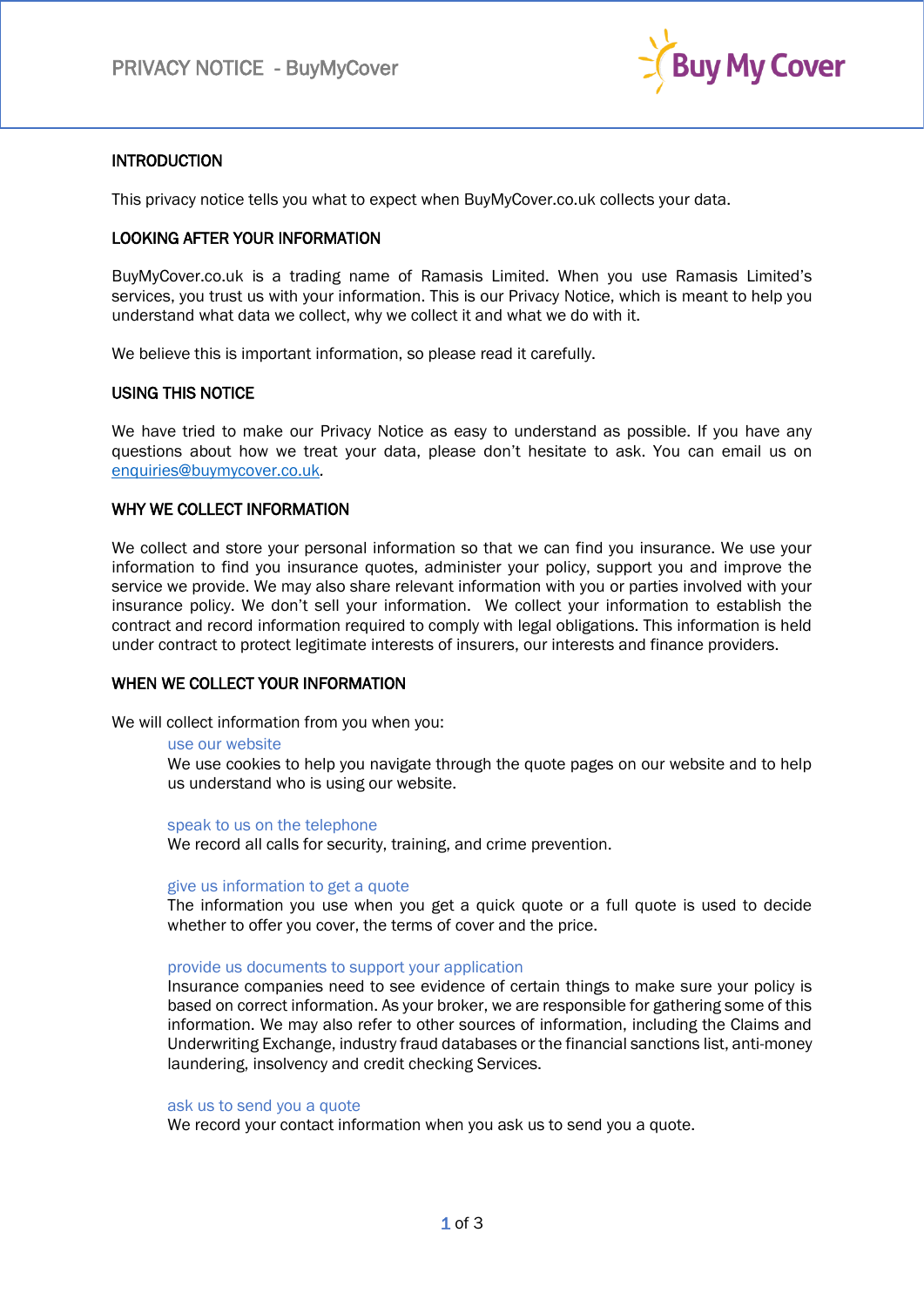# PRIVACY NOTICE - BuyMyCover

## INTRODUCTION

This privacy notice tells you what to expect when BuyMyCover.co.uk collects your data.

## LOOKING AFTER YOUR INFORMATION

BuyMyCover.co.uk is a trading name of Ramasis Limited. When you use Ramasis Limited's services, you trust us with your information. This is our Privacy Notice, which is meant to help you understand what data we collect, why we collect it and what we do with it.

We believe this is important information, so please read it carefully.

## USING THIS NOTICE

We have tried to make our Privacy Notice as easy to understand as possible. If you have any questions about how we treat your data, please don't hesitate to ask. You can email us on enquiries@buymycover.co.uk.

## WHY WE COLLECT INFORMATION

We collect and store your personal information so that we can find you insurance. We use your information to find you insurance quotes, administer your policy, support you and improve the service we provide. We may also share relevant information with you or parties involved with your insurance policy. We don't sell your information. We collect your information to establish the contract and record information required to comply with legal obligations. This information is held under contract to protect legitimate interests of insurers, our interests and finance providers.

## WHEN WE COLLECT YOUR INFORMATION

We will collect information from you when you:

### use our website

We use cookies to help you navigate through the quote pages on our website and to help us understand who is using our website.

### speak to us on the telephone

We record all calls for security, training, and crime prevention.

### give us information to get a quote

The information you use when you get a quick quote or a full quote is used to decide whether to offer you cover, the terms of cover and the price.

### provide us documents to support your application

Insurance companies need to see evidence of certain things to make sure your policy is based on correct information. As your broker, we are responsible for gathering some of this information. We may also refer to other sources of information, including the Claims and Underwriting Exchange, industry fraud databases or the financial sanctions list, anti-money laundering, insolvency and credit checking Services.

### ask us to send you a quote

We record your contact information when you ask us to send you a quote.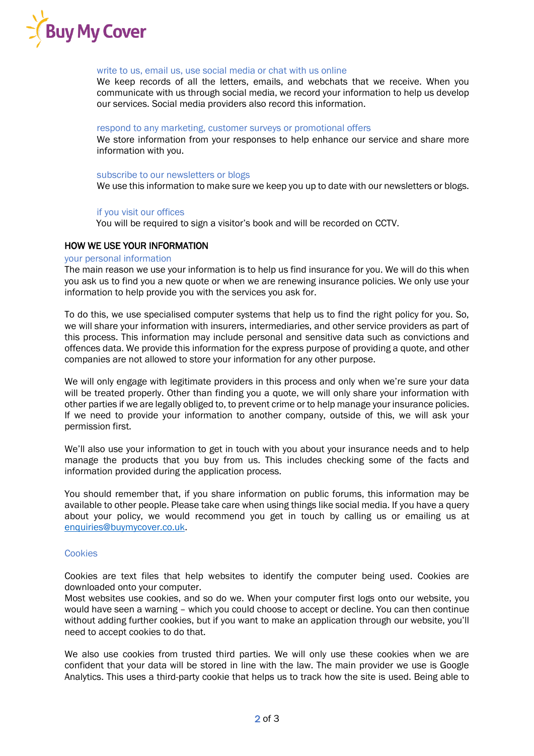### write to us, email us, use social media or chat with us online

We keep records of all the letters, emails, and webchats that we receive. When you communicate with us through social media, we record your information to help us develop our services. Social media providers also record this information.

### respond to any marketing, customer surveys or promotional offers

We store information from your responses to help enhance our service and share more information with you.

### subscribe to our newsletters or blogs

We use this information to make sure we keep you up to date with our newsletters or blogs.

### if you visit our offices

You will be required to sign a visitor's book and will be recorded on CCTV.

## HOW WE USE YOUR INFORMATION

### your personal information

The main reason we use your information is to help us find insurance for you. We will do this when you ask us to find you a new quote or when we are renewing insurance policies. We only use your information to help provide you with the services you ask for.

To do this, we use specialised computer systems that help us to find the right policy for you. So, we will share your information with insurers, intermediaries, and other service providers as part of this process. This information may include personal and sensitive data such as convictions and offences data. We provide this information for the express purpose of providing a quote, and other companies are not allowed to store your information for any other purpose.

We will only engage with legitimate providers in this process and only when we're sure your data will be treated properly. Other than finding you a quote, we will only share your information with other parties if we are legally obliged to, to prevent crime or to help manage your insurance policies. If we need to provide your information to another company, outside of this, we will ask your permission first.

We'll also use your information to get in touch with you about your insurance needs and to help manage the products that you buy from us. This includes checking some of the facts and information provided during the application process.

You should remember that, if you share information on public forums, this information may be available to other people. Please take care when using things like social media. If you have a query about your policy, we would recommend you get in touch by calling us or emailing us at enquiries@buymycover.co.uk.

### Cookies

Cookies are text files that help websites to identify the computer being used. Cookies are downloaded onto your computer.
Most websites use cookies, and so do we. When your computer first logs onto our website, you would have seen a warning – which you could choose to accept or decline. You can then continue without adding further cookies, but if you want to make an application through our website, you'll need to accept cookies to do that.

We also use cookies from trusted third parties. We will only use these cookies when we are confident that your data will be stored in line with the law. The main provider we use is Google Analytics. This uses a third-party cookie that helps us to track how the site is used. Being able to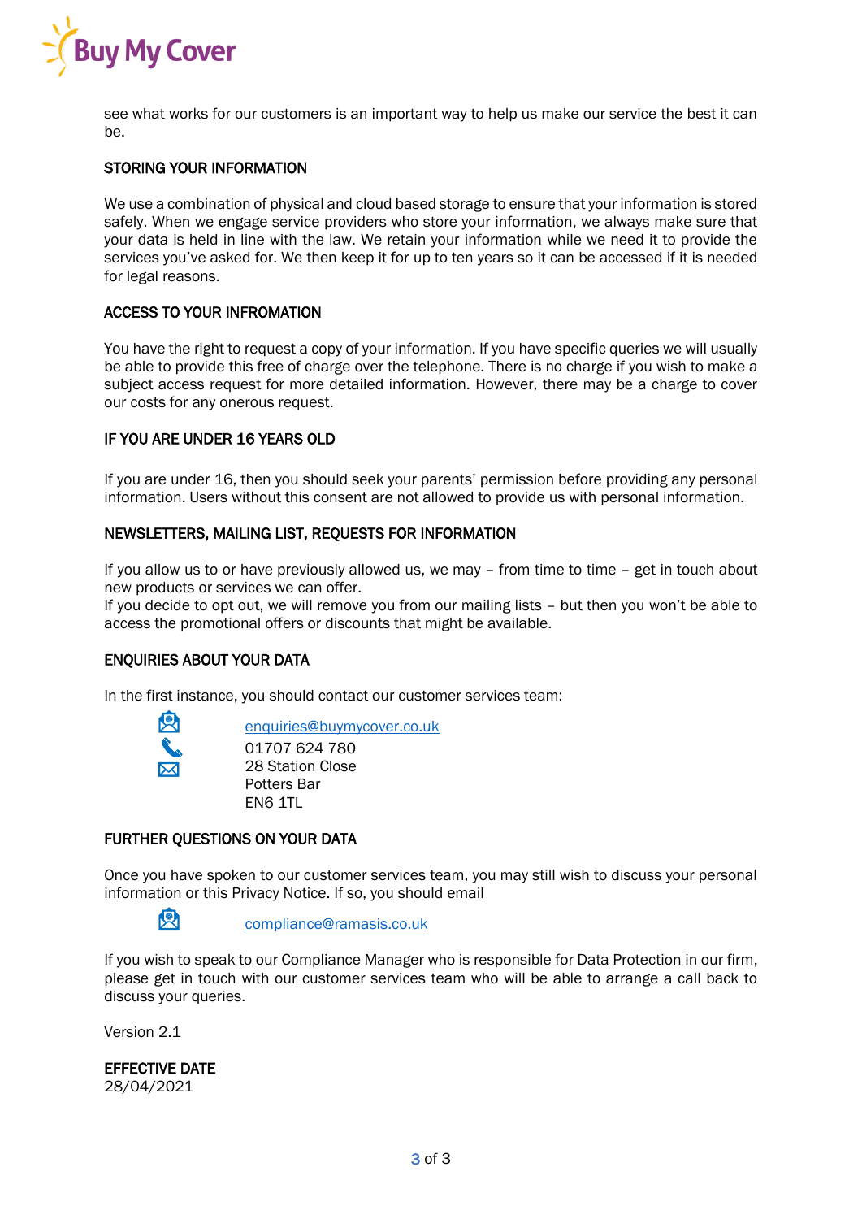see what works for our customers is an important way to help us make our service the best it can be.

## STORING YOUR INFORMATION

We use a combination of physical and cloud based storage to ensure that your information is stored safely. When we engage service providers who store your information, we always make sure that your data is held in line with the law. We retain your information while we need it to provide the services you've asked for. We then keep it for up to ten years so it can be accessed if it is needed for legal reasons.

## ACCESS TO YOUR INFROMATION

You have the right to request a copy of your information. If you have specific queries we will usually be able to provide this free of charge over the telephone. There is no charge if you wish to make a subject access request for more detailed information. However, there may be a charge to cover our costs for any onerous request.

## IF YOU ARE UNDER 16 YEARS OLD

If you are under 16, then you should seek your parents' permission before providing any personal information. Users without this consent are not allowed to provide us with personal information.

## NEWSLETTERS, MAILING LIST, REQUESTS FOR INFORMATION

If you allow us to or have previously allowed us, we may – from time to time – get in touch about new products or services we can offer.
If you decide to opt out, we will remove you from our mailing lists – but then you won't be able to access the promotional offers or discounts that might be available.

## ENQUIRIES ABOUT YOUR DATA

In the first instance, you should contact our customer services team:

enquiries@buymycover.co.uk
01707 624 780
28 Station Close
Potters Bar
EN6 1TL

## FURTHER QUESTIONS ON YOUR DATA

Once you have spoken to our customer services team, you may still wish to discuss your personal information or this Privacy Notice. If so, you should email

compliance@ramasis.co.uk

If you wish to speak to our Compliance Manager who is responsible for Data Protection in our firm, please get in touch with our customer services team who will be able to arrange a call back to discuss your queries.

Version 2.1

**EFFECTIVE DATE**
28/04/2021